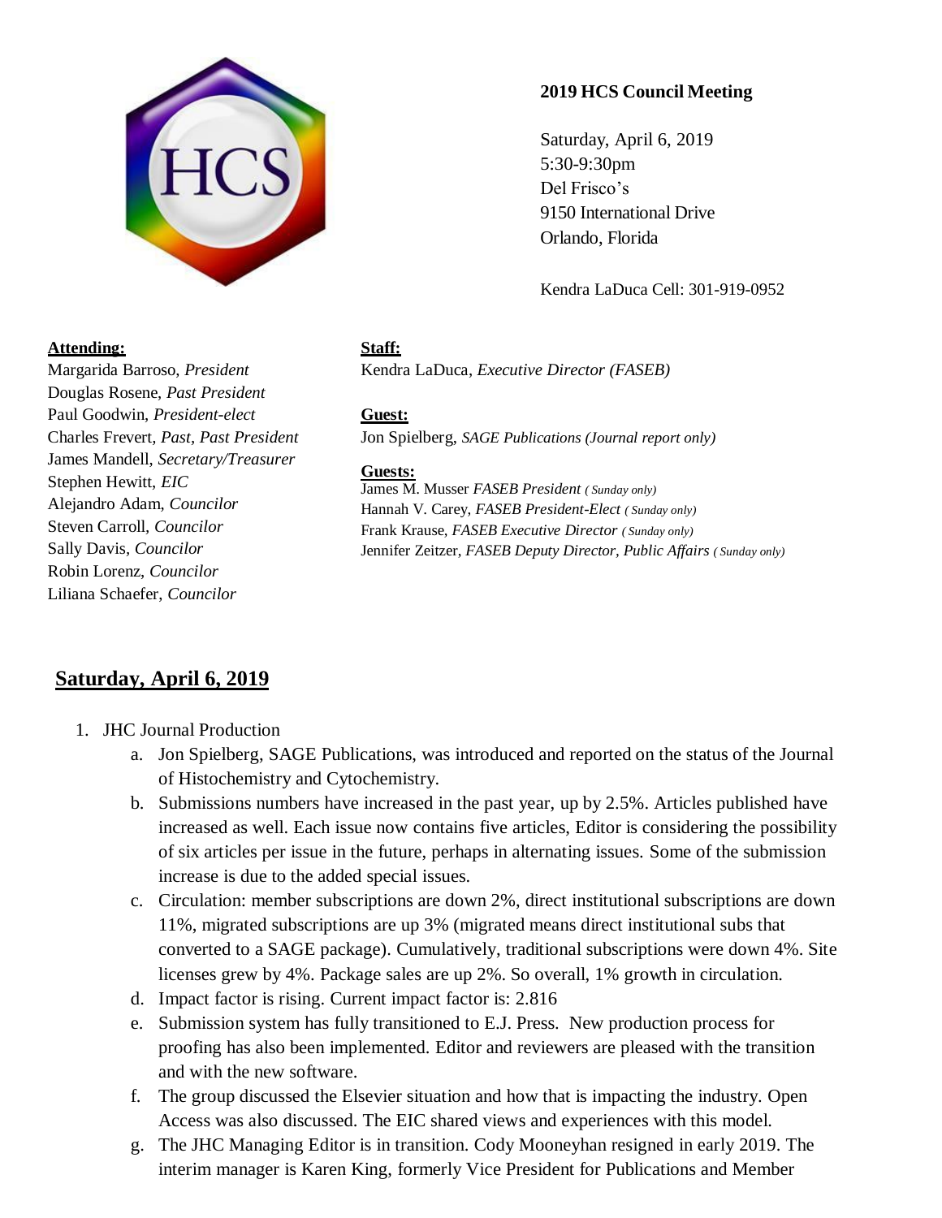**2019 HCS Council Meeting**

Saturday, April 6, 2019
5:30-9:30pm
Del Frisco's
9150 International Drive
Orlando, Florida

Kendra LaDuca Cell: 301-919-0952

**Attending:**
Margarida Barroso, *President*
Douglas Rosene, *Past President*
Paul Goodwin, *President-elect*
Charles Frevert, *Past, Past President*
James Mandell, *Secretary/Treasurer*
Stephen Hewitt, *EIC*
Alejandro Adam, *Councilor*
Steven Carroll, *Councilor*
Sally Davis, *Councilor*
Robin Lorenz, *Councilor*
Liliana Schaefer, *Councilor*

**Staff:**
Kendra LaDuca, *Executive Director (FASEB)*

**Guest:**
Jon Spielberg, *SAGE Publications (Journal report only)*

**Guests:**
James M. Musser *FASEB President (Sunday only)*
Hannah V. Carey, *FASEB President-Elect (Sunday only)*
Frank Krause, *FASEB Executive Director (Sunday only)*
Jennifer Zeitzer, *FASEB Deputy Director, Public Affairs (Sunday only)*

## Saturday, April 6, 2019

1. JHC Journal Production
   a. Jon Spielberg, SAGE Publications, was introduced and reported on the status of the Journal of Histochemistry and Cytochemistry.
   b. Submissions numbers have increased in the past year, up by 2.5%. Articles published have increased as well. Each issue now contains five articles, Editor is considering the possibility of six articles per issue in the future, perhaps in alternating issues. Some of the submission increase is due to the added special issues.
   c. Circulation: member subscriptions are down 2%, direct institutional subscriptions are down 11%, migrated subscriptions are up 3% (migrated means direct institutional subs that converted to a SAGE package). Cumulatively, traditional subscriptions were down 4%. Site licenses grew by 4%. Package sales are up 2%. So overall, 1% growth in circulation.
   d. Impact factor is rising. Current impact factor is: 2.816
   e. Submission system has fully transitioned to E.J. Press. New production process for proofing has also been implemented. Editor and reviewers are pleased with the transition and with the new software.
   f. The group discussed the Elsevier situation and how that is impacting the industry. Open Access was also discussed. The EIC shared views and experiences with this model.
   g. The JHC Managing Editor is in transition. Cody Mooneyhan resigned in early 2019. The interim manager is Karen King, formerly Vice President for Publications and Member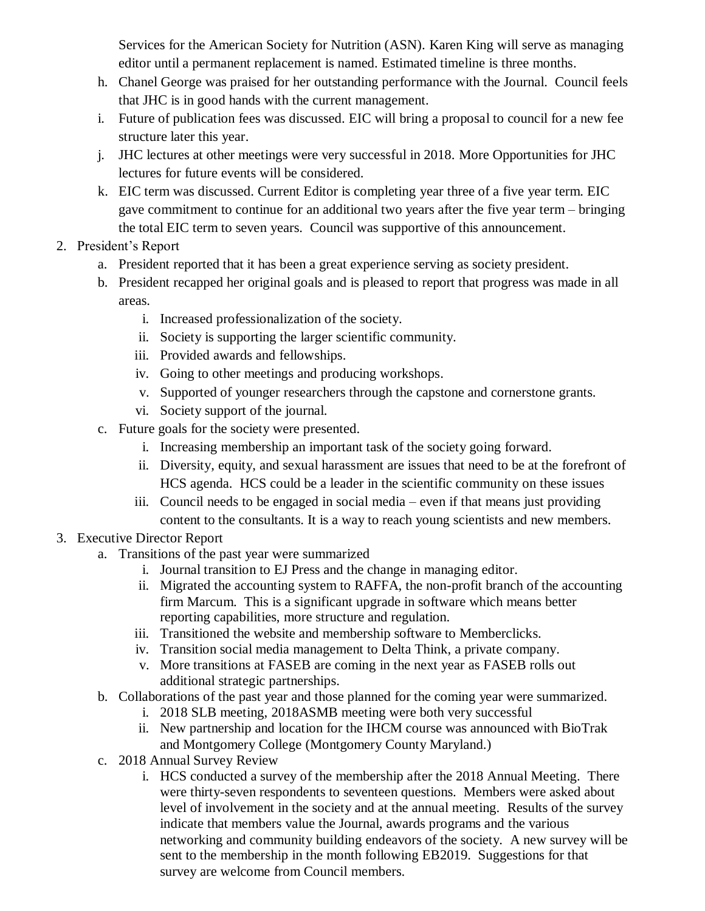Services for the American Society for Nutrition (ASN). Karen King will serve as managing editor until a permanent replacement is named. Estimated timeline is three months.

h. Chanel George was praised for her outstanding performance with the Journal. Council feels that JHC is in good hands with the current management.
i. Future of publication fees was discussed. EIC will bring a proposal to council for a new fee structure later this year.
j. JHC lectures at other meetings were very successful in 2018. More Opportunities for JHC lectures for future events will be considered.
k. EIC term was discussed. Current Editor is completing year three of a five year term. EIC gave commitment to continue for an additional two years after the five year term – bringing the total EIC term to seven years. Council was supportive of this announcement.

2. President's Report
   a. President reported that it has been a great experience serving as society president.
   b. President recapped her original goals and is pleased to report that progress was made in all areas.
      i. Increased professionalization of the society.
      ii. Society is supporting the larger scientific community.
      iii. Provided awards and fellowships.
      iv. Going to other meetings and producing workshops.
      v. Supported of younger researchers through the capstone and cornerstone grants.
      vi. Society support of the journal.
   c. Future goals for the society were presented.
      i. Increasing membership an important task of the society going forward.
      ii. Diversity, equity, and sexual harassment are issues that need to be at the forefront of HCS agenda. HCS could be a leader in the scientific community on these issues
      iii. Council needs to be engaged in social media – even if that means just providing content to the consultants. It is a way to reach young scientists and new members.
3. Executive Director Report
   a. Transitions of the past year were summarized
      i. Journal transition to EJ Press and the change in managing editor.
      ii. Migrated the accounting system to RAFFA, the non-profit branch of the accounting firm Marcum. This is a significant upgrade in software which means better reporting capabilities, more structure and regulation.
      iii. Transitioned the website and membership software to Memberclicks.
      iv. Transition social media management to Delta Think, a private company.
      v. More transitions at FASEB are coming in the next year as FASEB rolls out additional strategic partnerships.
   b. Collaborations of the past year and those planned for the coming year were summarized.
      i. 2018 SLB meeting, 2018ASMB meeting were both very successful
      ii. New partnership and location for the IHCM course was announced with BioTrak and Montgomery College (Montgomery County Maryland.)
   c. 2018 Annual Survey Review
      i. HCS conducted a survey of the membership after the 2018 Annual Meeting. There were thirty-seven respondents to seventeen questions. Members were asked about level of involvement in the society and at the annual meeting. Results of the survey indicate that members value the Journal, awards programs and the various networking and community building endeavors of the society. A new survey will be sent to the membership in the month following EB2019. Suggestions for that survey are welcome from Council members.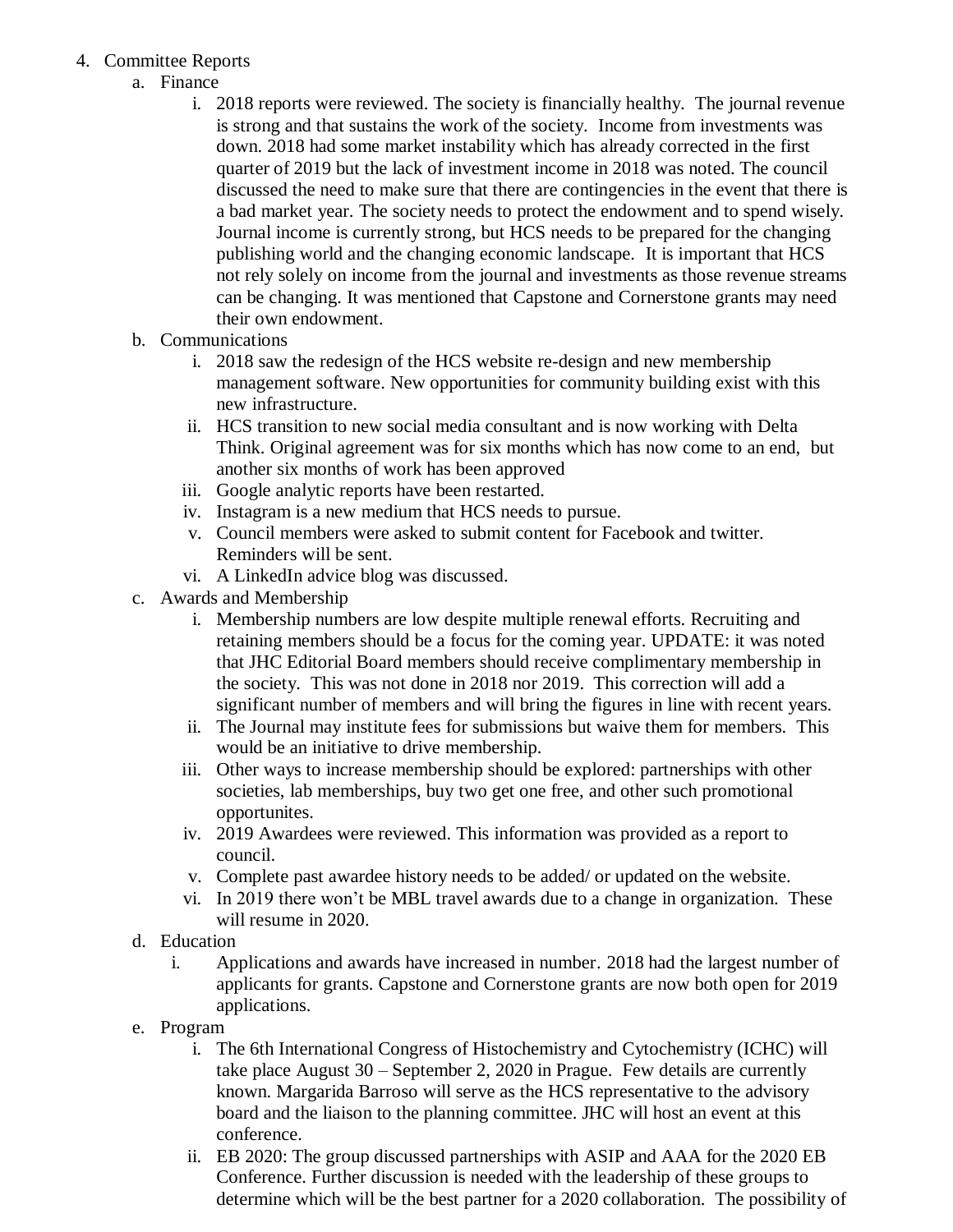4. Committee Reports
   a. Finance
      i. 2018 reports were reviewed. The society is financially healthy. The journal revenue is strong and that sustains the work of the society. Income from investments was down. 2018 had some market instability which has already corrected in the first quarter of 2019 but the lack of investment income in 2018 was noted. The council discussed the need to make sure that there are contingencies in the event that there is a bad market year. The society needs to protect the endowment and to spend wisely. Journal income is currently strong, but HCS needs to be prepared for the changing publishing world and the changing economic landscape. It is important that HCS not rely solely on income from the journal and investments as those revenue streams can be changing. It was mentioned that Capstone and Cornerstone grants may need their own endowment.
   b. Communications
      i. 2018 saw the redesign of the HCS website re-design and new membership management software. New opportunities for community building exist with this new infrastructure.
      ii. HCS transition to new social media consultant and is now working with Delta Think. Original agreement was for six months which has now come to an end, but another six months of work has been approved
      iii. Google analytic reports have been restarted.
      iv. Instagram is a new medium that HCS needs to pursue.
      v. Council members were asked to submit content for Facebook and twitter. Reminders will be sent.
      vi. A LinkedIn advice blog was discussed.
   c. Awards and Membership
      i. Membership numbers are low despite multiple renewal efforts. Recruiting and retaining members should be a focus for the coming year. UPDATE: it was noted that JHC Editorial Board members should receive complimentary membership in the society. This was not done in 2018 nor 2019. This correction will add a significant number of members and will bring the figures in line with recent years.
      ii. The Journal may institute fees for submissions but waive them for members. This would be an initiative to drive membership.
      iii. Other ways to increase membership should be explored: partnerships with other societies, lab memberships, buy two get one free, and other such promotional opportunites.
      iv. 2019 Awardees were reviewed. This information was provided as a report to council.
      v. Complete past awardee history needs to be added/ or updated on the website.
      vi. In 2019 there won't be MBL travel awards due to a change in organization. These will resume in 2020.
   d. Education
      i. Applications and awards have increased in number. 2018 had the largest number of applicants for grants. Capstone and Cornerstone grants are now both open for 2019 applications.
   e. Program
      i. The 6th International Congress of Histochemistry and Cytochemistry (ICHC) will take place August 30 – September 2, 2020 in Prague. Few details are currently known. Margarida Barroso will serve as the HCS representative to the advisory board and the liaison to the planning committee. JHC will host an event at this conference.
      ii. EB 2020: The group discussed partnerships with ASIP and AAA for the 2020 EB Conference. Further discussion is needed with the leadership of these groups to determine which will be the best partner for a 2020 collaboration. The possibility of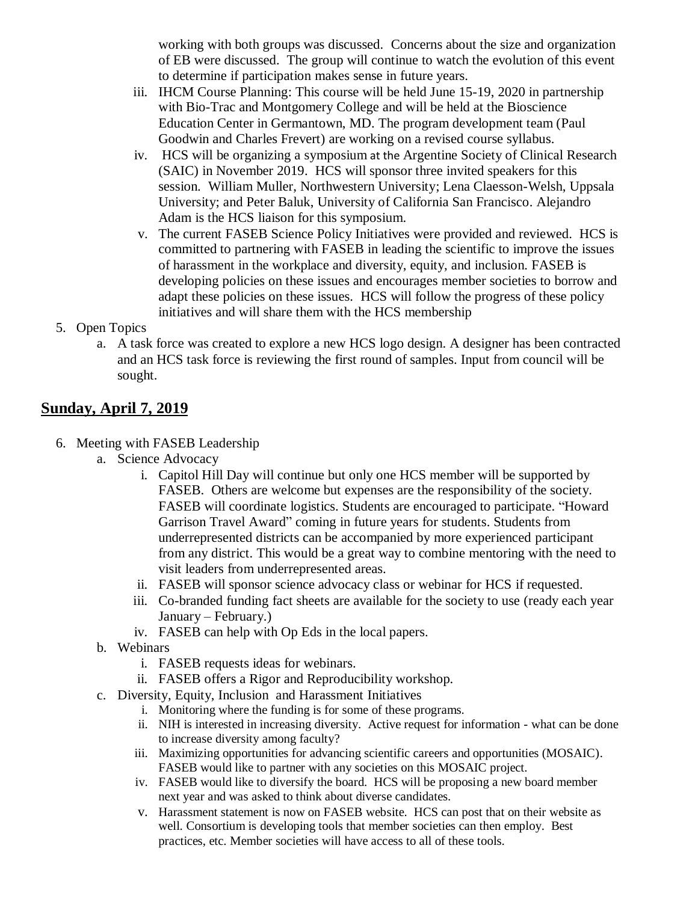working with both groups was discussed. Concerns about the size and organization of EB were discussed. The group will continue to watch the evolution of this event to determine if participation makes sense in future years.

   iii. IHCM Course Planning: This course will be held June 15-19, 2020 in partnership with Bio-Trac and Montgomery College and will be held at the Bioscience Education Center in Germantown, MD. The program development team (Paul Goodwin and Charles Frevert) are working on a revised course syllabus.
   iv. HCS will be organizing a symposium at the Argentine Society of Clinical Research (SAIC) in November 2019. HCS will sponsor three invited speakers for this session. William Muller, Northwestern University; Lena Claesson-Welsh, Uppsala University; and Peter Baluk, University of California San Francisco. Alejandro Adam is the HCS liaison for this symposium.
   v. The current FASEB Science Policy Initiatives were provided and reviewed. HCS is committed to partnering with FASEB in leading the scientific to improve the issues of harassment in the workplace and diversity, equity, and inclusion. FASEB is developing policies on these issues and encourages member societies to borrow and adapt these policies on these issues. HCS will follow the progress of these policy initiatives and will share them with the HCS membership

5. Open Topics
   a. A task force was created to explore a new HCS logo design. A designer has been contracted and an HCS task force is reviewing the first round of samples. Input from council will be sought.

## **Sunday, April 7, 2019**

6. Meeting with FASEB Leadership
   a. Science Advocacy
      i. Capitol Hill Day will continue but only one HCS member will be supported by FASEB. Others are welcome but expenses are the responsibility of the society. FASEB will coordinate logistics. Students are encouraged to participate. "Howard Garrison Travel Award" coming in future years for students. Students from underrepresented districts can be accompanied by more experienced participant from any district. This would be a great way to combine mentoring with the need to visit leaders from underrepresented areas.
      ii. FASEB will sponsor science advocacy class or webinar for HCS if requested.
      iii. Co-branded funding fact sheets are available for the society to use (ready each year January – February.)
      iv. FASEB can help with Op Eds in the local papers.
   b. Webinars
      i. FASEB requests ideas for webinars.
      ii. FASEB offers a Rigor and Reproducibility workshop.
   c. Diversity, Equity, Inclusion and Harassment Initiatives
      i. Monitoring where the funding is for some of these programs.
      ii. NIH is interested in increasing diversity. Active request for information - what can be done to increase diversity among faculty?
      iii. Maximizing opportunities for advancing scientific careers and opportunities (MOSAIC). FASEB would like to partner with any societies on this MOSAIC project.
      iv. FASEB would like to diversify the board. HCS will be proposing a new board member next year and was asked to think about diverse candidates.
      v. Harassment statement is now on FASEB website. HCS can post that on their website as well. Consortium is developing tools that member societies can then employ. Best practices, etc. Member societies will have access to all of these tools.